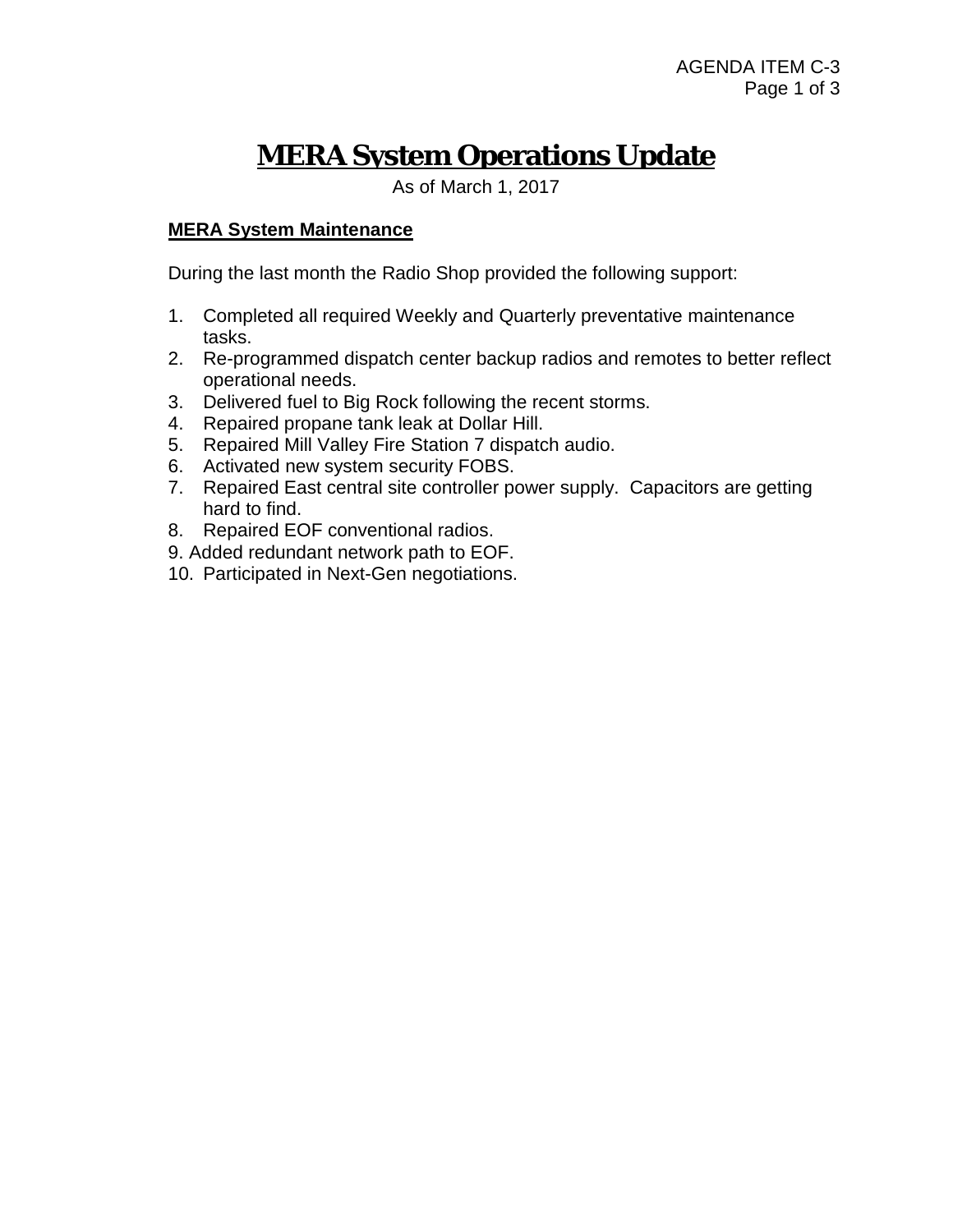AGENDA ITEM C-3

# MERA System Operations Update

As of March 1, 2017

**MERA System Maintenance**

During the last month the Radio Shop provided the following support:

1. Completed all required Weekly and Quarterly preventative maintenance tasks.
2. Re-programmed dispatch center backup radios and remotes to better reflect operational needs.
3. Delivered fuel to Big Rock following the recent storms.
4. Repaired propane tank leak at Dollar Hill.
5. Repaired Mill Valley Fire Station 7 dispatch audio.
6. Activated new system security FOBS.
7. Repaired East central site controller power supply. Capacitors are getting hard to find.
8. Repaired EOF conventional radios.
9. Added redundant network path to EOF.
10. Participated in Next-Gen negotiations.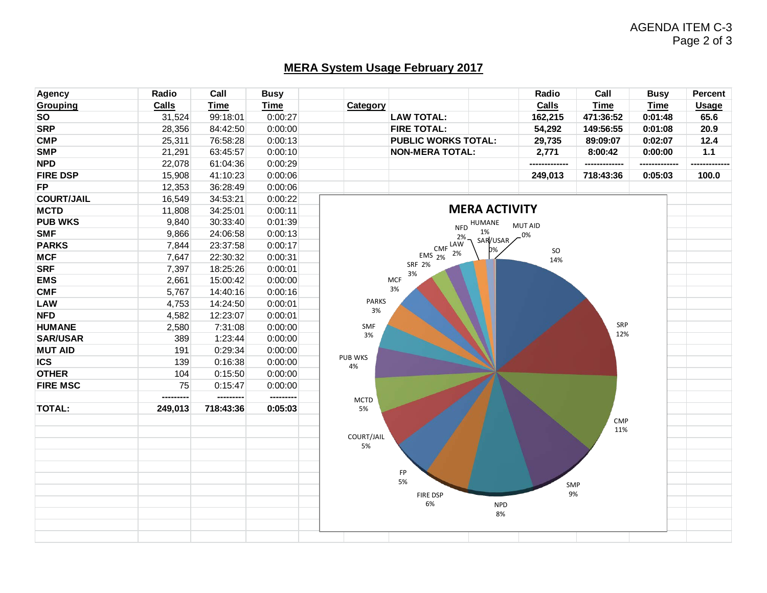## MERA System Usage February 2017

| Agency Grouping | Radio Calls | Call Time | Busy Time |
|---|---|---|---|
| SO | 31,524 | 99:18:01 | 0:00:27 |
| SRP | 28,356 | 84:42:50 | 0:00:00 |
| CMP | 25,311 | 76:58:28 | 0:00:13 |
| SMP | 21,291 | 63:45:57 | 0:00:10 |
| NPD | 22,078 | 61:04:36 | 0:00:29 |
| FIRE DSP | 15,908 | 41:10:23 | 0:00:06 |
| FP | 12,353 | 36:28:49 | 0:00:06 |
| COURT/JAIL | 16,549 | 34:53:21 | 0:00:22 |
| MCTD | 11,808 | 34:25:01 | 0:00:11 |
| PUB WKS | 9,840 | 30:33:40 | 0:01:39 |
| SMF | 9,866 | 24:06:58 | 0:00:13 |
| PARKS | 7,844 | 23:37:58 | 0:00:17 |
| MCF | 7,647 | 22:30:32 | 0:00:31 |
| SRF | 7,397 | 18:25:26 | 0:00:01 |
| EMS | 2,661 | 15:00:42 | 0:00:00 |
| CMF | 5,767 | 14:40:16 | 0:00:16 |
| LAW | 4,753 | 14:24:50 | 0:00:01 |
| NFD | 4,582 | 12:23:07 | 0:00:01 |
| HUMANE | 2,580 | 7:31:08 | 0:00:00 |
| SAR/USAR | 389 | 1:23:44 | 0:00:00 |
| MUT AID | 191 | 0:29:34 | 0:00:00 |
| ICS | 139 | 0:16:38 | 0:00:00 |
| OTHER | 104 | 0:15:50 | 0:00:00 |
| FIRE MSC | 75 | 0:15:47 | 0:00:00 |
| **TOTAL:** | **249,013** | **718:43:36** | **0:05:03** |

| Category | Radio Calls | Call Time | Busy Time | Percent Usage |
|---|---|---|---|---|
| **LAW TOTAL:** | **162,215** | **471:36:52** | **0:01:48** | **65.6** |
| **FIRE TOTAL:** | **54,292** | **149:56:55** | **0:01:08** | **20.9** |
| **PUBLIC WORKS TOTAL:** | **29,735** | **89:09:07** | **0:02:07** | **12.4** |
| **NON-MERA TOTAL:** | **2,771** | **8:00:42** | **0:00:00** | **1.1** |
| | **249,013** | **718:43:36** | **0:05:03** | **100.0** |

**MERA ACTIVITY**

| Agency | Percent |
|---|---|
| SO | 14% |
| SRP | 12% |
| CMP | 11% |
| SMP | 9% |
| NPD | 8% |
| FIRE DSP | 6% |
| FP | 5% |
| COURT/JAIL | 5% |
| MCTD | 5% |
| PUB WKS | 4% |
| SMF | 3% |
| PARKS | 3% |
| MCF | 3% |
| SRF | 2% |
| EMS | 2% |
| CMF | 2% |
| LAW | 2% |
| NFD | 2% |
| HUMANE | 1% |
| SAR/USAR | 0% |
| MUT AID | 0% |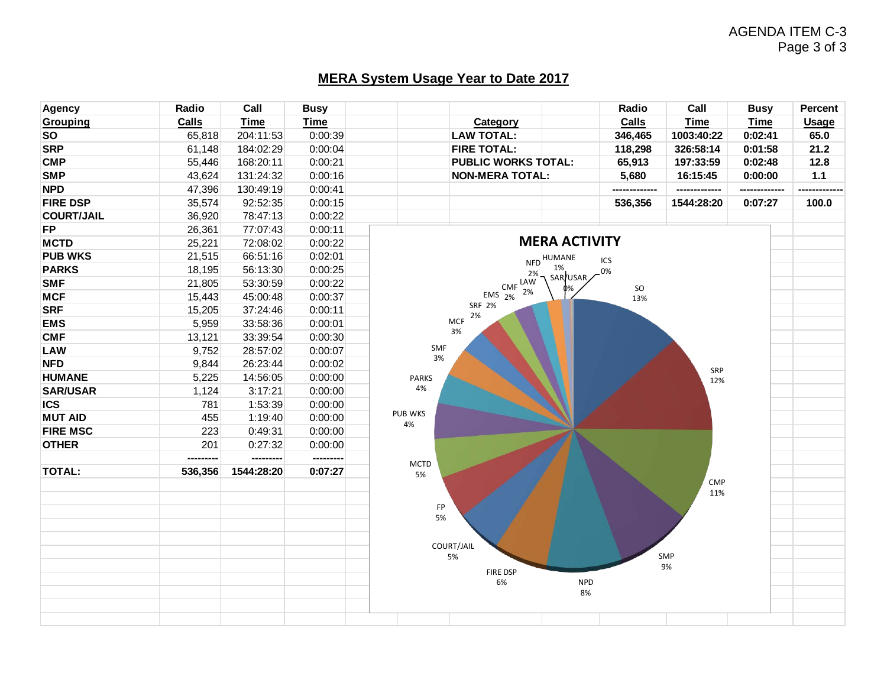AGENDA ITEM C-3

## MERA System Usage Year to Date 2017

| Agency Grouping | Radio Calls | Call Time | Busy Time |
|---|---|---|---|
| SO | 65,818 | 204:11:53 | 0:00:39 |
| SRP | 61,148 | 184:02:29 | 0:00:04 |
| CMP | 55,446 | 168:20:11 | 0:00:21 |
| SMP | 43,624 | 131:24:32 | 0:00:16 |
| NPD | 47,396 | 130:49:19 | 0:00:41 |
| FIRE DSP | 35,574 | 92:52:35 | 0:00:15 |
| COURT/JAIL | 36,920 | 78:47:13 | 0:00:22 |
| FP | 26,361 | 77:07:43 | 0:00:11 |
| MCTD | 25,221 | 72:08:02 | 0:00:22 |
| PUB WKS | 21,515 | 66:51:16 | 0:02:01 |
| PARKS | 18,195 | 56:13:30 | 0:00:25 |
| SMF | 21,805 | 53:30:59 | 0:00:22 |
| MCF | 15,443 | 45:00:48 | 0:00:37 |
| SRF | 15,205 | 37:24:46 | 0:00:11 |
| EMS | 5,959 | 33:58:36 | 0:00:01 |
| CMF | 13,121 | 33:39:54 | 0:00:30 |
| LAW | 9,752 | 28:57:02 | 0:00:07 |
| NFD | 9,844 | 26:23:44 | 0:00:02 |
| HUMANE | 5,225 | 14:56:05 | 0:00:00 |
| SAR/USAR | 1,124 | 3:17:21 | 0:00:00 |
| ICS | 781 | 1:53:39 | 0:00:00 |
| MUT AID | 455 | 1:19:40 | 0:00:00 |
| FIRE MSC | 223 | 0:49:31 | 0:00:00 |
| OTHER | 201 | 0:27:32 | 0:00:00 |
| | --------- | --------- | --------- |
| **TOTAL:** | **536,356** | **1544:28:20** | **0:07:27** |

| Category | Radio Calls | Call Time | Busy Time | Percent Usage |
|---|---|---|---|---|
| LAW TOTAL: | 346,465 | 1003:40:22 | 0:02:41 | 65.0 |
| FIRE TOTAL: | 118,298 | 326:58:14 | 0:01:58 | 21.2 |
| PUBLIC WORKS TOTAL: | 65,913 | 197:33:59 | 0:02:48 | 12.8 |
| NON-MERA TOTAL: | 5,680 | 16:15:45 | 0:00:00 | 1.1 |
| | ------------- | ------------- | ------------- | ------------- |
| | 536,356 | 1544:28:20 | 0:07:27 | 100.0 |

MERA ACTIVITY

SO 13%
SRP 12%
CMP 11%
SMP 9%
NPD 8%
FIRE DSP 6%
COURT/JAIL 5%
FP 5%
MCTD 5%
PUB WKS 4%
PARKS 4%
SMF 3%
MCF 3%
SRF 2%
EMS 2%
CMF 2%
LAW 2%
NFD 2%
HUMANE 1%
SAR/USAR 0%
ICS 0%